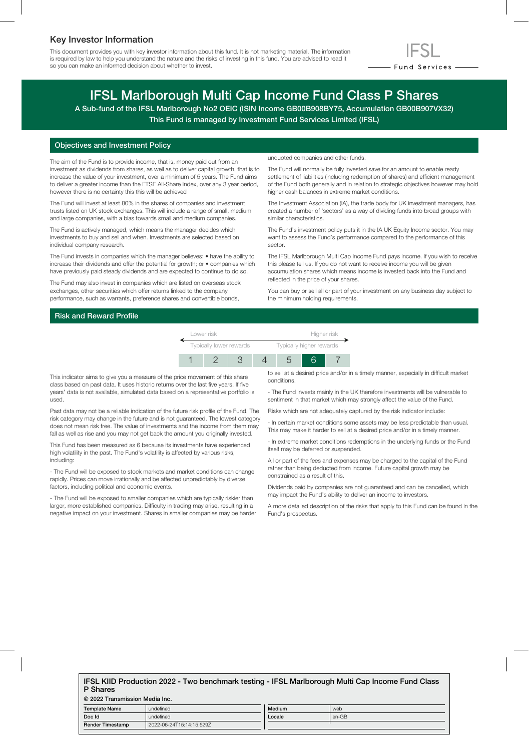## Key Investor Information

This document provides you with key investor information about this fund. It is not marketing material. The information is required by law to help you understand the nature and the risks of investing in this fund. You are advised to read it so you can make an informed decision about whether to invest.

IFSL Fund Services

# IFSL Marlborough Multi Cap Income Fund Class P Shares

**A Sub-fund of the IFSL Marlborough No2 OEIC (ISIN Income GB00B908BY75, Accumulation GB00B907VX32)**

**This Fund is managed by Investment Fund Services Limited (IFSL)**

## Objectives and Investment Policy

The aim of the Fund is to provide income, that is, money paid out from an investment as dividends from shares, as well as to deliver capital growth, that is to increase the value of your investment, over a minimum of 5 years. The Fund aims to deliver a greater income than the FTSE All-Share Index, over any 3 year period, however there is no certainty this this will be achieved

The Fund will invest at least 80% in the shares of companies and investment trusts listed on UK stock exchanges. This will include a range of small, medium and large companies, with a bias towards small and medium companies.

The Fund is actively managed, which means the manager decides which investments to buy and sell and when. Investments are selected based on individual company research.

The Fund invests in companies which the manager believes: • have the ability to increase their dividends and offer the potential for growth; or • companies which have previously paid steady dividends and are expected to continue to do so.

The Fund may also invest in companies which are listed on overseas stock exchanges, other securities which offer returns linked to the company performance, such as warrants, preference shares and convertible bonds, unquoted companies and other funds.

The Fund will normally be fully invested save for an amount to enable ready settlement of liabilities (including redemption of shares) and efficient management of the Fund both generally and in relation to strategic objectives however may hold higher cash balances in extreme market conditions.

The Investment Association (IA), the trade body for UK investment managers, has created a number of 'sectors' as a way of dividing funds into broad groups with similar characteristics.

The Fund's investment policy puts it in the IA UK Equity Income sector. You may want to assess the Fund's performance compared to the performance of this sector.

The IFSL Marlborough Multi Cap Income Fund pays income. If you wish to receive this please tell us. If you do not want to receive income you will be given accumulation shares which means income is invested back into the Fund and reflected in the price of your shares.

You can buy or sell all or part of your investment on any business day subject to the minimum holding requirements.

## Risk and Reward Profile

| Lower risk | | | | | | Higher risk |
|---|---|---|---|---|---|---|
| Typically lower rewards | | | | | | Typically higher rewards |
| 1 | 2 | 3 | 4 | 5 | **6** | 7 |

This indicator aims to give you a measure of the price movement of this share class based on past data. It uses historic returns over the last five years. If five years' data is not available, simulated data based on a representative portfolio is used.

Past data may not be a reliable indication of the future risk profile of the Fund. The risk category may change in the future and is not guaranteed. The lowest category does not mean risk free. The value of investments and the income from them may fall as well as rise and you may not get back the amount you originally invested.

This Fund has been measured as 6 because its investments have experienced high volatility in the past. The Fund's volatility is affected by various risks, including:

- The Fund will be exposed to stock markets and market conditions can change rapidly. Prices can move irrationally and be affected unpredictably by diverse factors, including political and economic events.

- The Fund will be exposed to smaller companies which are typically riskier than larger, more established companies. Difficulty in trading may arise, resulting in a negative impact on your investment. Shares in smaller companies may be harder to sell at a desired price and/or in a timely manner, especially in difficult market conditions.

- The Fund invests mainly in the UK therefore investments will be vulnerable to sentiment in that market which may strongly affect the value of the Fund.

Risks which are not adequately captured by the risk indicator include:

- In certain market conditions some assets may be less predictable than usual. This may make it harder to sell at a desired price and/or in a timely manner.

- In extreme market conditions redemptions in the underlying funds or the Fund itself may be deferred or suspended.

All or part of the fees and expenses may be charged to the capital of the Fund rather than being deducted from income. Future capital growth may be constrained as a result of this.

Dividends paid by companies are not guaranteed and can be cancelled, which may impact the Fund's ability to deliver an income to investors.

A more detailed description of the risks that apply to this Fund can be found in the Fund's prospectus.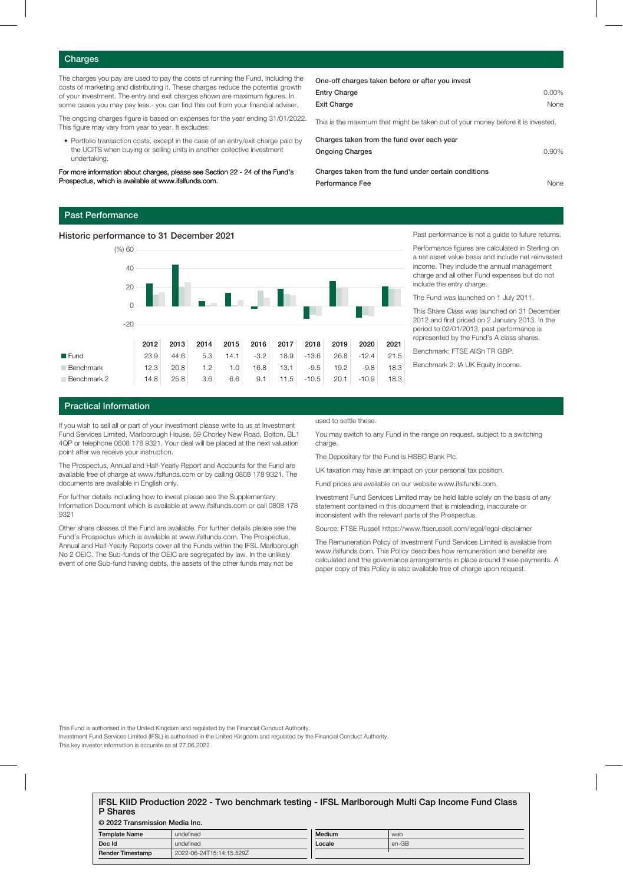## Charges

The charges you pay are used to pay the costs of running the Fund, including the costs of marketing and distributing it. These charges reduce the potential growth of your investment. The entry and exit charges shown are maximum figures. In some cases you may pay less - you can find this out from your financial adviser.

The ongoing charges figure is based on expenses for the year ending 31/01/2022. This figure may vary from year to year. It excludes:

- Portfolio transaction costs, except in the case of an entry/exit charge paid by the UCITS when buying or selling units in another collective investment undertaking.

**For more information about charges, please see Section 22 - 24 of the Fund's Prospectus, which is available at www.ifslfunds.com.**

| One-off charges taken before or after you invest | |
|---|---|
| Entry Charge | 0.00% |
| Exit Charge | None |

This is the maximum that might be taken out of your money before it is invested.

| Charges taken from the fund over each year | |
|---|---|
| Ongoing Charges | 0.90% |

| Charges taken from the fund under certain conditions | |
|---|---|
| Performance Fee | None |

## Past Performance

### Historic performance to 31 December 2021

(%) 60
40
20
0
-20

| | 2012 | 2013 | 2014 | 2015 | 2016 | 2017 | 2018 | 2019 | 2020 | 2021 |
|---|---|---|---|---|---|---|---|---|---|---|
| Fund | 23.9 | 44.6 | 5.3 | 14.1 | -3.2 | 18.9 | -13.6 | 26.8 | -12.4 | 21.5 |
| Benchmark | 12.3 | 20.8 | 1.2 | 1.0 | 16.8 | 13.1 | -9.5 | 19.2 | -9.8 | 18.3 |
| Benchmark 2 | 14.8 | 25.8 | 3.6 | 6.6 | 9.1 | 11.5 | -10.5 | 20.1 | -10.9 | 18.3 |

Past performance is not a guide to future returns.

Performance figures are calculated in Sterling on a net asset value basis and include net reinvested income. They include the annual management charge and all other Fund expenses but do not include the entry charge.

The Fund was launched on 1 July 2011.

This Share Class was launched on 31 December 2012 and first priced on 2 January 2013. In the period to 02/01/2013, past performance is represented by the Fund's A class shares.

Benchmark: FTSE AllSh TR GBP.

Benchmark 2: IA UK Equity Income.

## Practical Information

If you wish to sell all or part of your investment please write to us at Investment Fund Services Limited, Marlborough House, 59 Chorley New Road, Bolton, BL1 4QP or telephone 0808 178 9321. Your deal will be placed at the next valuation point after we receive your instruction.

The Prospectus, Annual and Half-Yearly Report and Accounts for the Fund are available free of charge at www.ifslfunds.com or by calling 0808 178 9321. The documents are available in English only.

For further details including how to invest please see the Supplementary Information Document which is available at www.ifslfunds.com or call 0808 178 9321

Other share classes of the Fund are available. For further details please see the Fund's Prospectus which is available at www.ifslfunds.com. The Prospectus, Annual and Half-Yearly Reports cover all the Funds within the IFSL Marlborough No 2 OEIC. The Sub-funds of the OEIC are segregated by law. In the unlikely event of one Sub-fund having debts, the assets of the other funds may not be used to settle these.

You may switch to any Fund in the range on request, subject to a switching charge.

The Depositary for the Fund is HSBC Bank Plc.

UK taxation may have an impact on your personal tax position.

Fund prices are available on our website www.ifslfunds.com.

Investment Fund Services Limited may be held liable solely on the basis of any statement contained in this document that is misleading, inaccurate or inconsistent with the relevant parts of the Prospectus.

Source: FTSE Russell https://www.ftserussell.com/legal/legal-disclaimer

The Remuneration Policy of Investment Fund Services Limited is available from www.ifslfunds.com. This Policy describes how remuneration and benefits are calculated and the governance arrangements in place around these payments. A paper copy of this Policy is also available free of charge upon request.

This Fund is authorised in the United Kingdom and regulated by the Financial Conduct Authority.
Investment Fund Services Limited (IFSL) is authorised in the United Kingdom and regulated by the Financial Conduct Authority.
This key investor information is accurate as at 27.06.2022